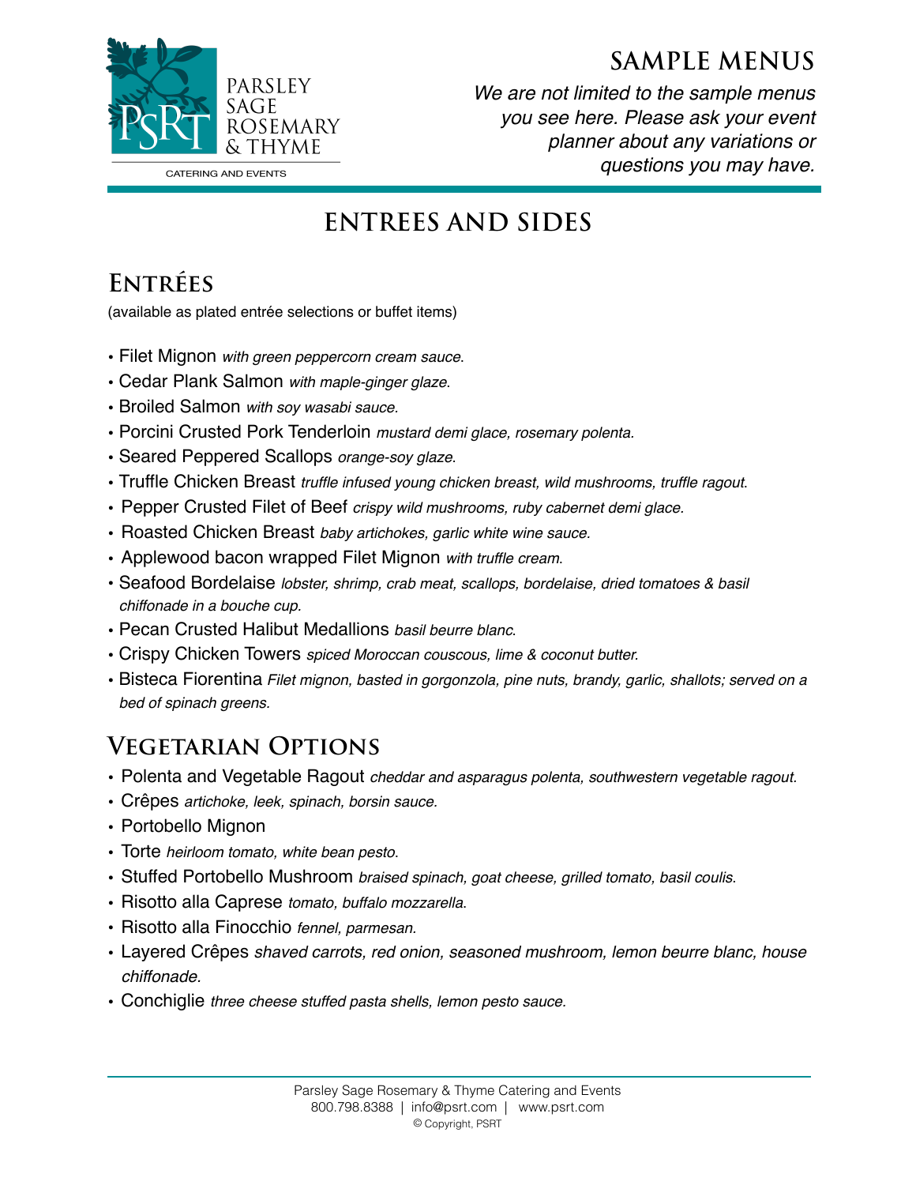PARSLEY SAGE ROSEMARY & THYME

CATERING AND EVENTS

# SAMPLE MENUS

*We are not limited to the sample menus you see here. Please ask your event planner about any variations or questions you may have.*

## ENTREES AND SIDES

### Entrées

(available as plated entrée selections or buffet items)

- Filet Mignon *with green peppercorn cream sauce.*
- Cedar Plank Salmon *with maple-ginger glaze.*
- Broiled Salmon *with soy wasabi sauce.*
- Porcini Crusted Pork Tenderloin *mustard demi glace, rosemary polenta.*
- Seared Peppered Scallops *orange-soy glaze.*
- Truffle Chicken Breast *truffle infused young chicken breast, wild mushrooms, truffle ragout.*
- Pepper Crusted Filet of Beef *crispy wild mushrooms, ruby cabernet demi glace.*
- Roasted Chicken Breast *baby artichokes, garlic white wine sauce.*
- Applewood bacon wrapped Filet Mignon *with truffle cream.*
- Seafood Bordelaise *lobster, shrimp, crab meat, scallops, bordelaise, dried tomatoes & basil chiffonade in a bouche cup.*
- Pecan Crusted Halibut Medallions *basil beurre blanc.*
- Crispy Chicken Towers *spiced Moroccan couscous, lime & coconut butter.*
- Bisteca Fiorentina *Filet mignon, basted in gorgonzola, pine nuts, brandy, garlic, shallots; served on a bed of spinach greens.*

### Vegetarian Options

- Polenta and Vegetable Ragout *cheddar and asparagus polenta, southwestern vegetable ragout.*
- Crêpes *artichoke, leek, spinach, borsin sauce.*
- Portobello Mignon
- Torte *heirloom tomato, white bean pesto.*
- Stuffed Portobello Mushroom *braised spinach, goat cheese, grilled tomato, basil coulis.*
- Risotto alla Caprese *tomato, buffalo mozzarella.*
- Risotto alla Finocchio *fennel, parmesan.*
- Layered Crêpes *shaved carrots, red onion, seasoned mushroom, lemon beurre blanc, house chiffonade.*
- Conchiglie *three cheese stuffed pasta shells, lemon pesto sauce.*

Parsley Sage Rosemary & Thyme Catering and Events
800.798.8388 | info@psrt.com | www.psrt.com
© Copyright, PSRT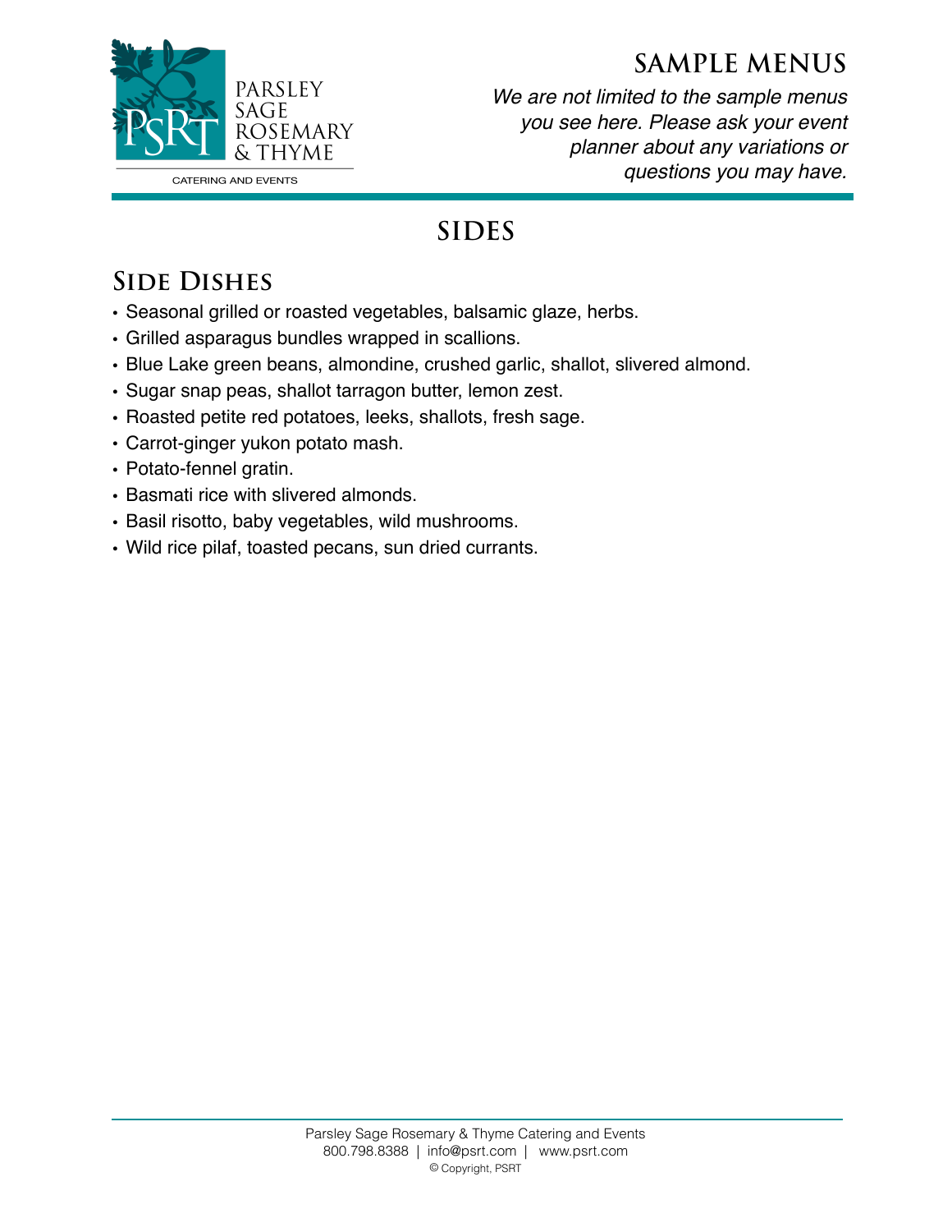# SIDES

## Side Dishes

- Seasonal grilled or roasted vegetables, balsamic glaze, herbs.
- Grilled asparagus bundles wrapped in scallions.
- Blue Lake green beans, almondine, crushed garlic, shallot, slivered almond.
- Sugar snap peas, shallot tarragon butter, lemon zest.
- Roasted petite red potatoes, leeks, shallots, fresh sage.
- Carrot-ginger yukon potato mash.
- Potato-fennel gratin.
- Basmati rice with slivered almonds.
- Basil risotto, baby vegetables, wild mushrooms.
- Wild rice pilaf, toasted pecans, sun dried currants.